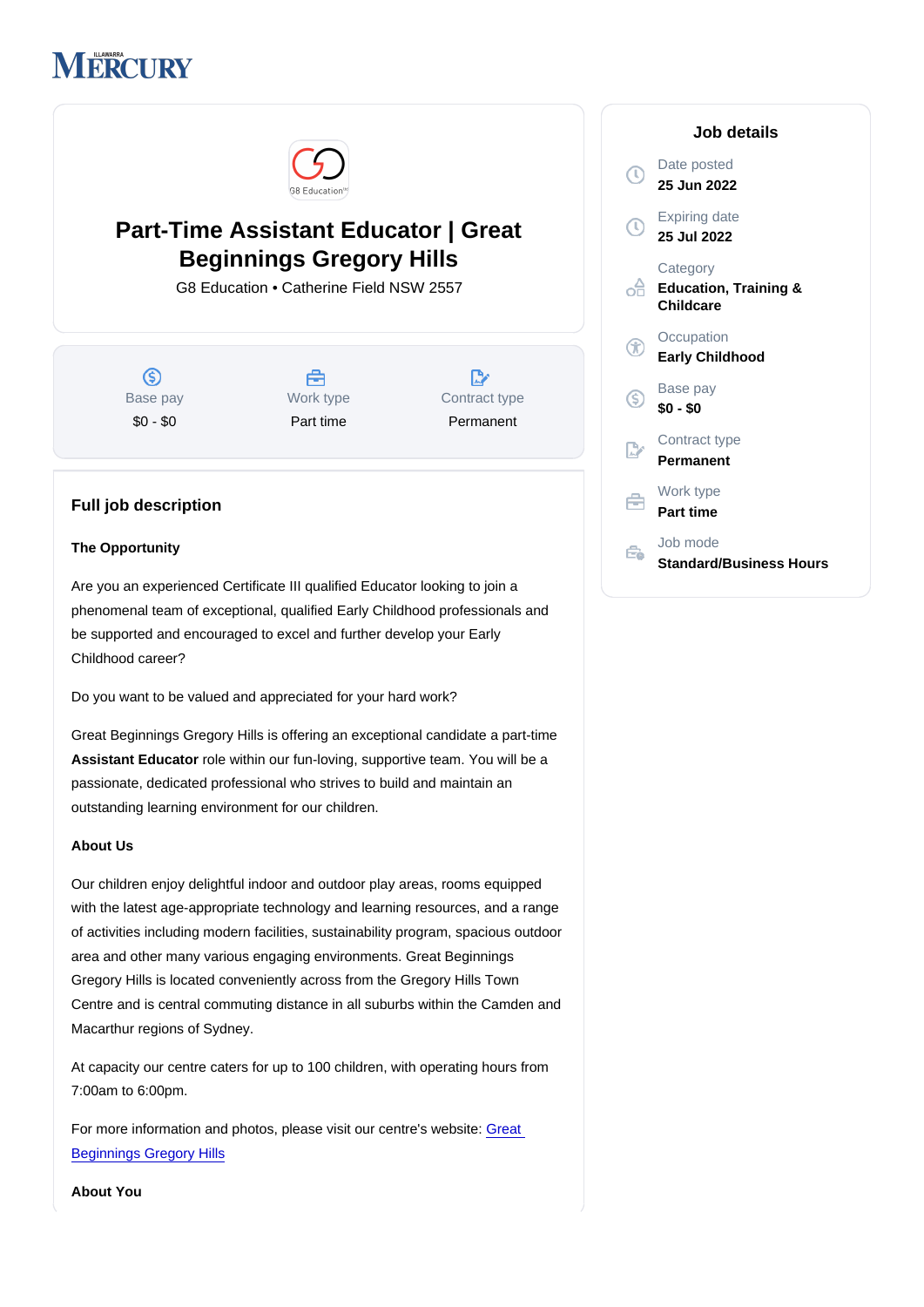# Part-Time Assistant Educator | Great Beginnings Gregory Hills

G8 Education • Catherine Field NSW 2557

| Base pay | Work type | Contract type |
| --- | --- | --- |
| $0 - $0 | Part time | Permanent |

## Job details

Date posted
**25 Jun 2022**

Expiring date
**25 Jul 2022**

Category
**Education, Training & Childcare**

Occupation
**Early Childhood**

Base pay
**$0 - $0**

Contract type
**Permanent**

Work type
**Part time**

Job mode
**Standard/Business Hours**

## Full job description

**The Opportunity**

Are you an experienced Certificate III qualified Educator looking to join a phenomenal team of exceptional, qualified Early Childhood professionals and be supported and encouraged to excel and further develop your Early Childhood career?

Do you want to be valued and appreciated for your hard work?

Great Beginnings Gregory Hills is offering an exceptional candidate a part-time **Assistant Educator** role within our fun-loving, supportive team. You will be a passionate, dedicated professional who strives to build and maintain an outstanding learning environment for our children.

**About Us**

Our children enjoy delightful indoor and outdoor play areas, rooms equipped with the latest age-appropriate technology and learning resources, and a range of activities including modern facilities, sustainability program, spacious outdoor area and other many various engaging environments. Great Beginnings Gregory Hills is located conveniently across from the Gregory Hills Town Centre and is central commuting distance in all suburbs within the Camden and Macarthur regions of Sydney.

At capacity our centre caters for up to 100 children, with operating hours from 7:00am to 6:00pm.

For more information and photos, please visit our centre's website: Great Beginnings Gregory Hills

**About You**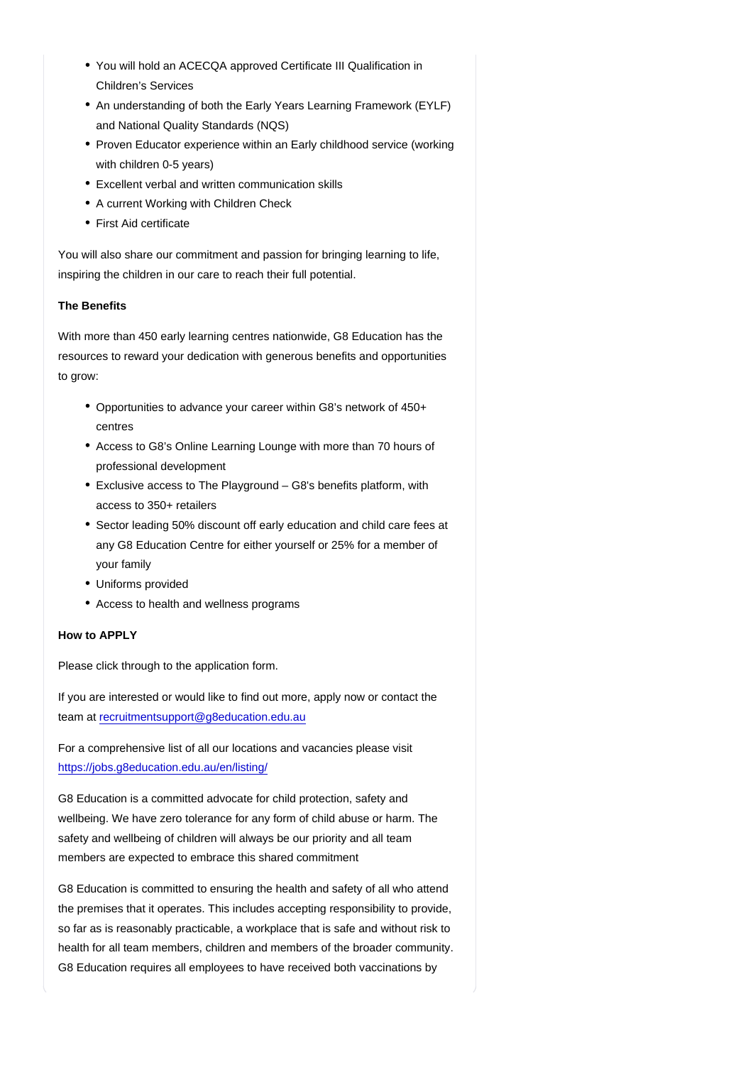- You will hold an ACECQA approved Certificate III Qualification in Children's Services
- An understanding of both the Early Years Learning Framework (EYLF) and National Quality Standards (NQS)
- Proven Educator experience within an Early childhood service (working with children 0-5 years)
- Excellent verbal and written communication skills
- A current Working with Children Check
- First Aid certificate

You will also share our commitment and passion for bringing learning to life, inspiring the children in our care to reach their full potential.

**The Benefits**

With more than 450 early learning centres nationwide, G8 Education has the resources to reward your dedication with generous benefits and opportunities to grow:

- Opportunities to advance your career within G8's network of 450+ centres
- Access to G8's Online Learning Lounge with more than 70 hours of professional development
- Exclusive access to The Playground – G8's benefits platform, with access to 350+ retailers
- Sector leading 50% discount off early education and child care fees at any G8 Education Centre for either yourself or 25% for a member of your family
- Uniforms provided
- Access to health and wellness programs

**How to APPLY**

Please click through to the application form.

If you are interested or would like to find out more, apply now or contact the team at recruitmentsupport@g8education.edu.au

For a comprehensive list of all our locations and vacancies please visit https://jobs.g8education.edu.au/en/listing/

G8 Education is a committed advocate for child protection, safety and wellbeing. We have zero tolerance for any form of child abuse or harm. The safety and wellbeing of children will always be our priority and all team members are expected to embrace this shared commitment

G8 Education is committed to ensuring the health and safety of all who attend the premises that it operates. This includes accepting responsibility to provide, so far as is reasonably practicable, a workplace that is safe and without risk to health for all team members, children and members of the broader community. G8 Education requires all employees to have received both vaccinations by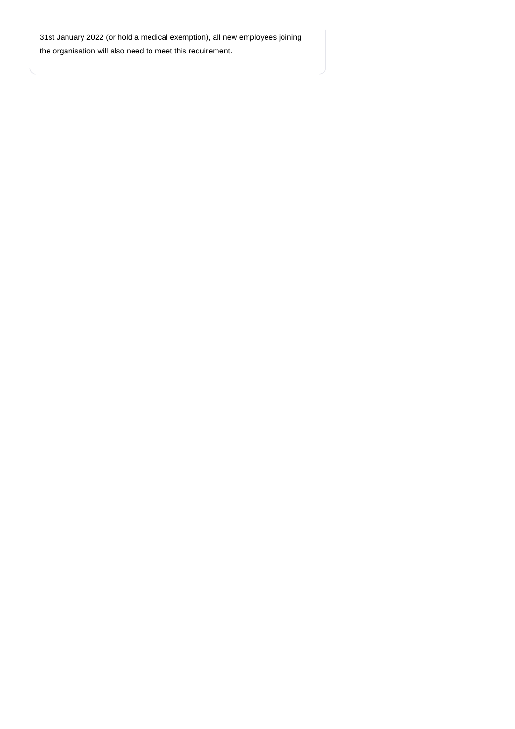31st January 2022 (or hold a medical exemption), all new employees joining the organisation will also need to meet this requirement.